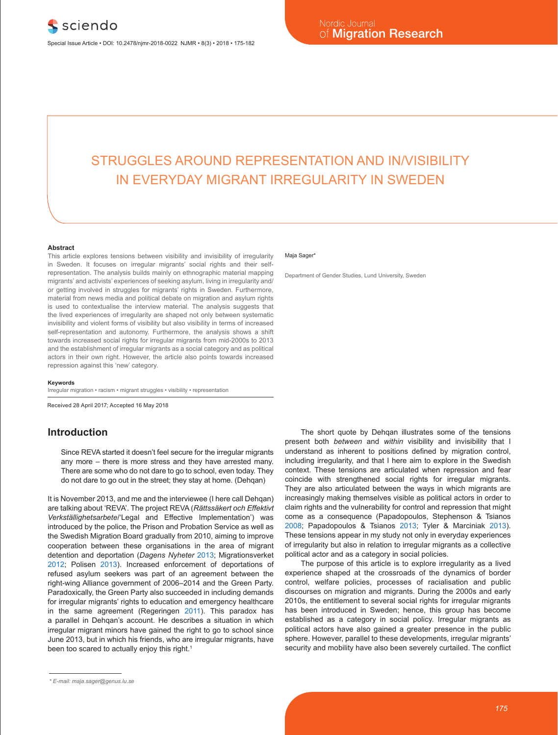# STRUGGLES AROUND REPRESENTATION AND IN/VISIBILITY IN EVERYDAY MIGRANT IRREGULARITY IN SWEDEN

Maja Sager*

Department of Gender Studies, Lund University, Sweden

**Abstract**

This article explores tensions between visibility and invisibility of irregularity in Sweden. It focuses on irregular migrants' social rights and their self-representation. The analysis builds mainly on ethnographic material mapping migrants' and activists' experiences of seeking asylum, living in irregularity and/or getting involved in struggles for migrants' rights in Sweden. Furthermore, material from news media and political debate on migration and asylum rights is used to contextualise the interview material. The analysis suggests that the lived experiences of irregularity are shaped not only between systematic invisibility and violent forms of visibility but also visibility in terms of increased self-representation and autonomy. Furthermore, the analysis shows a shift towards increased social rights for irregular migrants from mid-2000s to 2013 and the establishment of irregular migrants as a social category and as political actors in their own right. However, the article also points towards increased repression against this 'new' category.

**Keywords**

Irregular migration • racism • migrant struggles • visibility • representation

Received 28 April 2017; Accepted 16 May 2018

## Introduction

> Since REVA started it doesn't feel secure for the irregular migrants any more – there is more stress and they have arrested many. There are some who do not dare to go to school, even today. They do not dare to go out in the street; they stay at home. (Dehqan)

It is November 2013, and me and the interviewee (I here call Dehqan) are talking about 'REVA'. The project REVA (*Rättssäkert och Effektivt Verkställighetsarbete*/'Legal and Effective Implementation') was introduced by the police, the Prison and Probation Service as well as the Swedish Migration Board gradually from 2010, aiming to improve cooperation between these organisations in the area of migrant detention and deportation (*Dagens Nyheter* 2013; Migrationsverket 2012; Polisen 2013). Increased enforcement of deportations of refused asylum seekers was part of an agreement between the right-wing Alliance government of 2006–2014 and the Green Party. Paradoxically, the Green Party also succeeded in including demands for irregular migrants' rights to education and emergency healthcare in the same agreement (Regeringen 2011). This paradox has a parallel in Dehqan's account. He describes a situation in which irregular migrant minors have gained the right to go to school since June 2013, but in which his friends, who are irregular migrants, have been too scared to actually enjoy this right.[1]

The short quote by Dehqan illustrates some of the tensions present both *between* and *within* visibility and invisibility that I understand as inherent to positions defined by migration control, including irregularity, and that I here aim to explore in the Swedish context. These tensions are articulated when repression and fear coincide with strengthened social rights for irregular migrants. They are also articulated between the ways in which migrants are increasingly making themselves visible as political actors in order to claim rights and the vulnerability for control and repression that might come as a consequence (Papadopoulos, Stephenson & Tsianos 2008; Papadopoulos & Tsianos 2013; Tyler & Marciniak 2013). These tensions appear in my study not only in everyday experiences of irregularity but also in relation to irregular migrants as a collective political actor and as a category in social policies.

The purpose of this article is to explore irregularity as a lived experience shaped at the crossroads of the dynamics of border control, welfare policies, processes of racialisation and public discourses on migration and migrants. During the 2000s and early 2010s, the entitlement to several social rights for irregular migrants has been introduced in Sweden; hence, this group has become established as a category in social policy. Irregular migrants as political actors have also gained a greater presence in the public sphere. However, parallel to these developments, irregular migrants' security and mobility have also been severely curtailed. The conflict

\* E-mail: maja.sager@genus.lu.se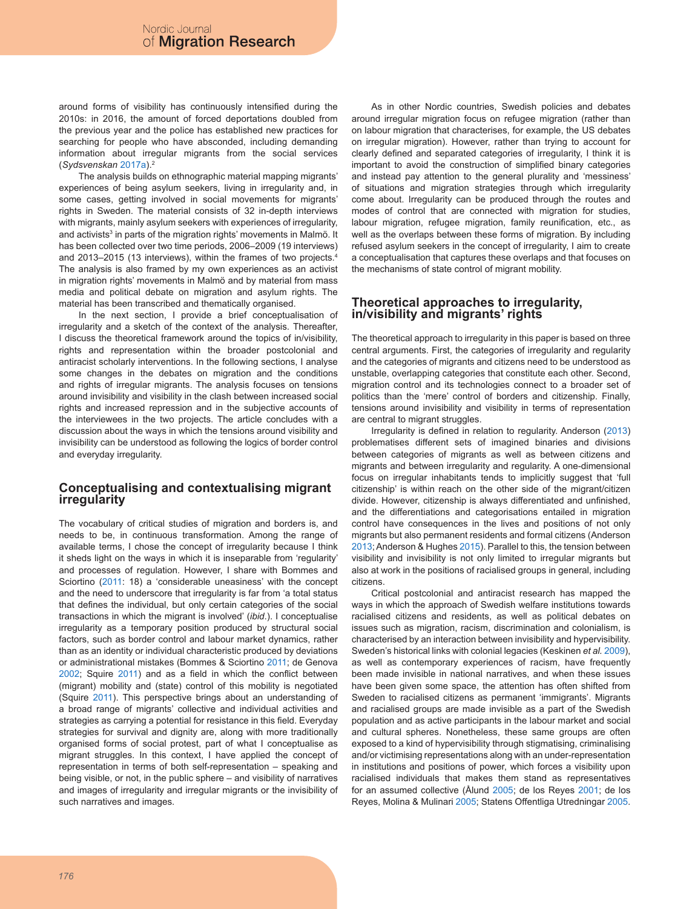around forms of visibility has continuously intensified during the 2010s: in 2016, the amount of forced deportations doubled from the previous year and the police has established new practices for searching for people who have absconded, including demanding information about irregular migrants from the social services (*Sydsvenskan* 2017a).[2]

The analysis builds on ethnographic material mapping migrants' experiences of being asylum seekers, living in irregularity and, in some cases, getting involved in social movements for migrants' rights in Sweden. The material consists of 32 in-depth interviews with migrants, mainly asylum seekers with experiences of irregularity, and activists[3] in parts of the migration rights' movements in Malmö. It has been collected over two time periods, 2006–2009 (19 interviews) and 2013–2015 (13 interviews), within the frames of two projects.[4] The analysis is also framed by my own experiences as an activist in migration rights' movements in Malmö and by material from mass media and political debate on migration and asylum rights. The material has been transcribed and thematically organised.

In the next section, I provide a brief conceptualisation of irregularity and a sketch of the context of the analysis. Thereafter, I discuss the theoretical framework around the topics of in/visibility, rights and representation within the broader postcolonial and antiracist scholarly interventions. In the following sections, I analyse some changes in the debates on migration and the conditions and rights of irregular migrants. The analysis focuses on tensions around invisibility and visibility in the clash between increased social rights and increased repression and in the subjective accounts of the interviewees in the two projects. The article concludes with a discussion about the ways in which the tensions around visibility and invisibility can be understood as following the logics of border control and everyday irregularity.

## Conceptualising and contextualising migrant irregularity

The vocabulary of critical studies of migration and borders is, and needs to be, in continuous transformation. Among the range of available terms, I chose the concept of irregularity because I think it sheds light on the ways in which it is inseparable from 'regularity' and processes of regulation. However, I share with Bommes and Sciortino (2011: 18) a 'considerable uneasiness' with the concept and the need to underscore that irregularity is far from 'a total status that defines the individual, but only certain categories of the social transactions in which the migrant is involved' (*ibid.*). I conceptualise irregularity as a temporary position produced by structural social factors, such as border control and labour market dynamics, rather than as an identity or individual characteristic produced by deviations or administrational mistakes (Bommes & Sciortino 2011; de Genova 2002; Squire 2011) and as a field in which the conflict between (migrant) mobility and (state) control of this mobility is negotiated (Squire 2011). This perspective brings about an understanding of a broad range of migrants' collective and individual activities and strategies as carrying a potential for resistance in this field. Everyday strategies for survival and dignity are, along with more traditionally organised forms of social protest, part of what I conceptualise as migrant struggles. In this context, I have applied the concept of representation in terms of both self-representation – speaking and being visible, or not, in the public sphere – and visibility of narratives and images of irregularity and irregular migrants or the invisibility of such narratives and images.

As in other Nordic countries, Swedish policies and debates around irregular migration focus on refugee migration (rather than on labour migration that characterises, for example, the US debates on irregular migration). However, rather than trying to account for clearly defined and separated categories of irregularity, I think it is important to avoid the construction of simplified binary categories and instead pay attention to the general plurality and 'messiness' of situations and migration strategies through which irregularity come about. Irregularity can be produced through the routes and modes of control that are connected with migration for studies, labour migration, refugee migration, family reunification, etc., as well as the overlaps between these forms of migration. By including refused asylum seekers in the concept of irregularity, I aim to create a conceptualisation that captures these overlaps and that focuses on the mechanisms of state control of migrant mobility.

## Theoretical approaches to irregularity, in/visibility and migrants' rights

The theoretical approach to irregularity in this paper is based on three central arguments. First, the categories of irregularity and regularity and the categories of migrants and citizens need to be understood as unstable, overlapping categories that constitute each other. Second, migration control and its technologies connect to a broader set of politics than the 'mere' control of borders and citizenship. Finally, tensions around invisibility and visibility in terms of representation are central to migrant struggles.

Irregularity is defined in relation to regularity. Anderson (2013) problematises different sets of imagined binaries and divisions between categories of migrants as well as between citizens and migrants and between irregularity and regularity. A one-dimensional focus on irregular inhabitants tends to implicitly suggest that 'full citizenship' is within reach on the other side of the migrant/citizen divide. However, citizenship is always differentiated and unfinished, and the differentiations and categorisations entailed in migration control have consequences in the lives and positions of not only migrants but also permanent residents and formal citizens (Anderson 2013; Anderson & Hughes 2015). Parallel to this, the tension between visibility and invisibility is not only limited to irregular migrants but also at work in the positions of racialised groups in general, including citizens.

Critical postcolonial and antiracist research has mapped the ways in which the approach of Swedish welfare institutions towards racialised citizens and residents, as well as political debates on issues such as migration, racism, discrimination and colonialism, is characterised by an interaction between invisibility and hypervisibility. Sweden's historical links with colonial legacies (Keskinen *et al.* 2009), as well as contemporary experiences of racism, have frequently been made invisible in national narratives, and when these issues have been given some space, the attention has often shifted from Sweden to racialised citizens as permanent 'immigrants'. Migrants and racialised groups are made invisible as a part of the Swedish population and as active participants in the labour market and social and cultural spheres. Nonetheless, these same groups are often exposed to a kind of hypervisibility through stigmatising, criminalising and/or victimising representations along with an under-representation in institutions and positions of power, which forces a visibility upon racialised individuals that makes them stand as representatives for an assumed collective (Ålund 2005; de los Reyes 2001; de los Reyes, Molina & Mulinari 2005; Statens Offentliga Utredningar 2005.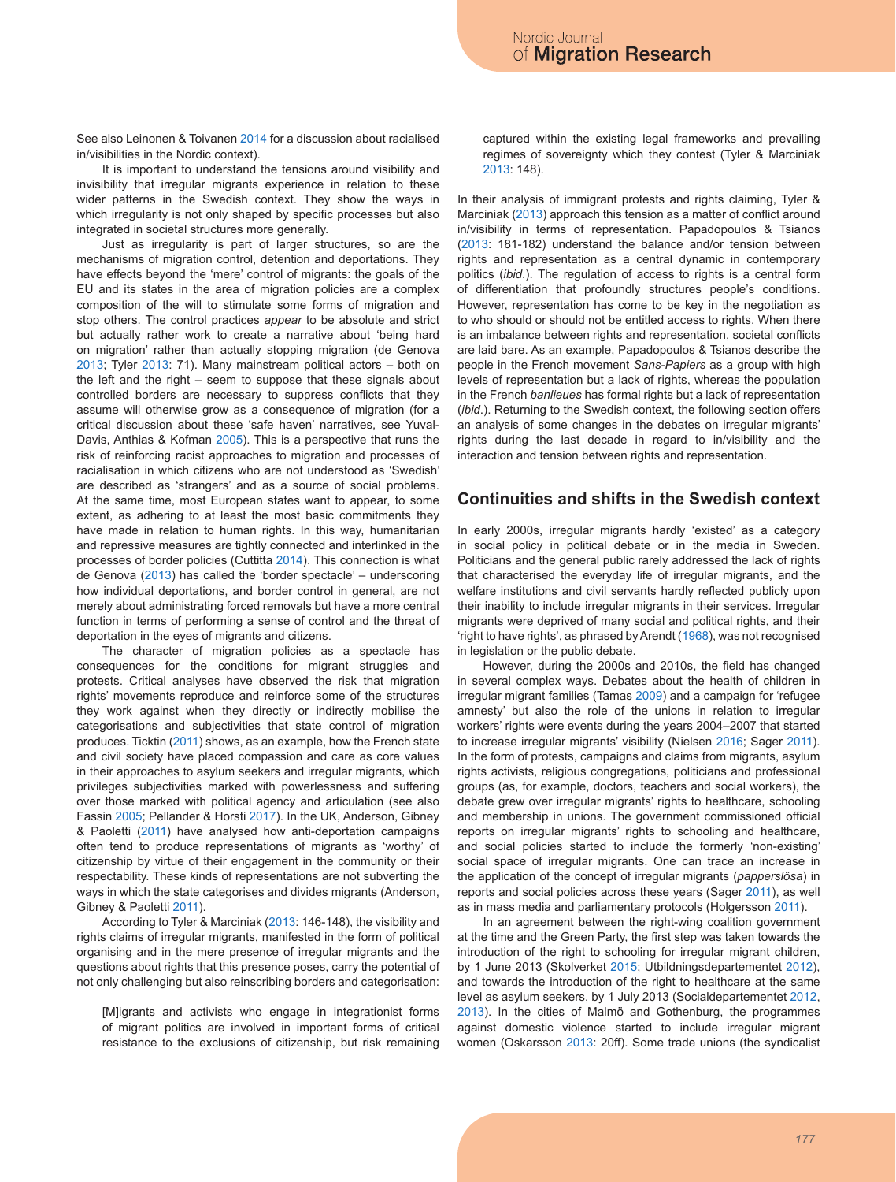See also Leinonen & Toivanen 2014 for a discussion about racialised in/visibilities in the Nordic context).

It is important to understand the tensions around visibility and invisibility that irregular migrants experience in relation to these wider patterns in the Swedish context. They show the ways in which irregularity is not only shaped by specific processes but also integrated in societal structures more generally.

Just as irregularity is part of larger structures, so are the mechanisms of migration control, detention and deportations. They have effects beyond the 'mere' control of migrants: the goals of the EU and its states in the area of migration policies are a complex composition of the will to stimulate some forms of migration and stop others. The control practices *appear* to be absolute and strict but actually rather work to create a narrative about 'being hard on migration' rather than actually stopping migration (de Genova 2013; Tyler 2013: 71). Many mainstream political actors – both on the left and the right – seem to suppose that these signals about controlled borders are necessary to suppress conflicts that they assume will otherwise grow as a consequence of migration (for a critical discussion about these 'safe haven' narratives, see Yuval-Davis, Anthias & Kofman 2005). This is a perspective that runs the risk of reinforcing racist approaches to migration and processes of racialisation in which citizens who are not understood as 'Swedish' are described as 'strangers' and as a source of social problems. At the same time, most European states want to appear, to some extent, as adhering to at least the most basic commitments they have made in relation to human rights. In this way, humanitarian and repressive measures are tightly connected and interlinked in the processes of border policies (Cuttitta 2014). This connection is what de Genova (2013) has called the 'border spectacle' – underscoring how individual deportations, and border control in general, are not merely about administrating forced removals but have a more central function in terms of performing a sense of control and the threat of deportation in the eyes of migrants and citizens.

The character of migration policies as a spectacle has consequences for the conditions for migrant struggles and protests. Critical analyses have observed the risk that migration rights' movements reproduce and reinforce some of the structures they work against when they directly or indirectly mobilise the categorisations and subjectivities that state control of migration produces. Ticktin (2011) shows, as an example, how the French state and civil society have placed compassion and care as core values in their approaches to asylum seekers and irregular migrants, which privileges subjectivities marked with powerlessness and suffering over those marked with political agency and articulation (see also Fassin 2005; Pellander & Horsti 2017). In the UK, Anderson, Gibney & Paoletti (2011) have analysed how anti-deportation campaigns often tend to produce representations of migrants as 'worthy' of citizenship by virtue of their engagement in the community or their respectability. These kinds of representations are not subverting the ways in which the state categorises and divides migrants (Anderson, Gibney & Paoletti 2011).

According to Tyler & Marciniak (2013: 146-148), the visibility and rights claims of irregular migrants, manifested in the form of political organising and in the mere presence of irregular migrants and the questions about rights that this presence poses, carry the potential of not only challenging but also reinscribing borders and categorisation:

> [M]igrants and activists who engage in integrationist forms of migrant politics are involved in important forms of critical resistance to the exclusions of citizenship, but risk remaining captured within the existing legal frameworks and prevailing regimes of sovereignty which they contest (Tyler & Marciniak 2013: 148).

In their analysis of immigrant protests and rights claiming, Tyler & Marciniak (2013) approach this tension as a matter of conflict around in/visibility in terms of representation. Papadopoulos & Tsianos (2013: 181-182) understand the balance and/or tension between rights and representation as a central dynamic in contemporary politics (*ibid.*). The regulation of access to rights is a central form of differentiation that profoundly structures people's conditions. However, representation has come to be key in the negotiation as to who should or should not be entitled access to rights. When there is an imbalance between rights and representation, societal conflicts are laid bare. As an example, Papadopoulos & Tsianos describe the people in the French movement *Sans-Papiers* as a group with high levels of representation but a lack of rights, whereas the population in the French *banlieues* has formal rights but a lack of representation (*ibid.*). Returning to the Swedish context, the following section offers an analysis of some changes in the debates on irregular migrants' rights during the last decade in regard to in/visibility and the interaction and tension between rights and representation.

## Continuities and shifts in the Swedish context

In early 2000s, irregular migrants hardly 'existed' as a category in social policy in political debate or in the media in Sweden. Politicians and the general public rarely addressed the lack of rights that characterised the everyday life of irregular migrants, and the welfare institutions and civil servants hardly reflected publicly upon their inability to include irregular migrants in their services. Irregular migrants were deprived of many social and political rights, and their 'right to have rights', as phrased by Arendt (1968), was not recognised in legislation or the public debate.

However, during the 2000s and 2010s, the field has changed in several complex ways. Debates about the health of children in irregular migrant families (Tamas 2009) and a campaign for 'refugee amnesty' but also the role of the unions in relation to irregular workers' rights were events during the years 2004–2007 that started to increase irregular migrants' visibility (Nielsen 2016; Sager 2011). In the form of protests, campaigns and claims from migrants, asylum rights activists, religious congregations, politicians and professional groups (as, for example, doctors, teachers and social workers), the debate grew over irregular migrants' rights to healthcare, schooling and membership in unions. The government commissioned official reports on irregular migrants' rights to schooling and healthcare, and social policies started to include the formerly 'non-existing' social space of irregular migrants. One can trace an increase in the application of the concept of irregular migrants (*papperslösa*) in reports and social policies across these years (Sager 2011), as well as in mass media and parliamentary protocols (Holgersson 2011).

In an agreement between the right-wing coalition government at the time and the Green Party, the first step was taken towards the introduction of the right to schooling for irregular migrant children, by 1 June 2013 (Skolverket 2015; Utbildningsdepartementet 2012), and towards the introduction of the right to healthcare at the same level as asylum seekers, by 1 July 2013 (Socialdepartementet 2012, 2013). In the cities of Malmö and Gothenburg, the programmes against domestic violence started to include irregular migrant women (Oskarsson 2013: 20ff). Some trade unions (the syndicalist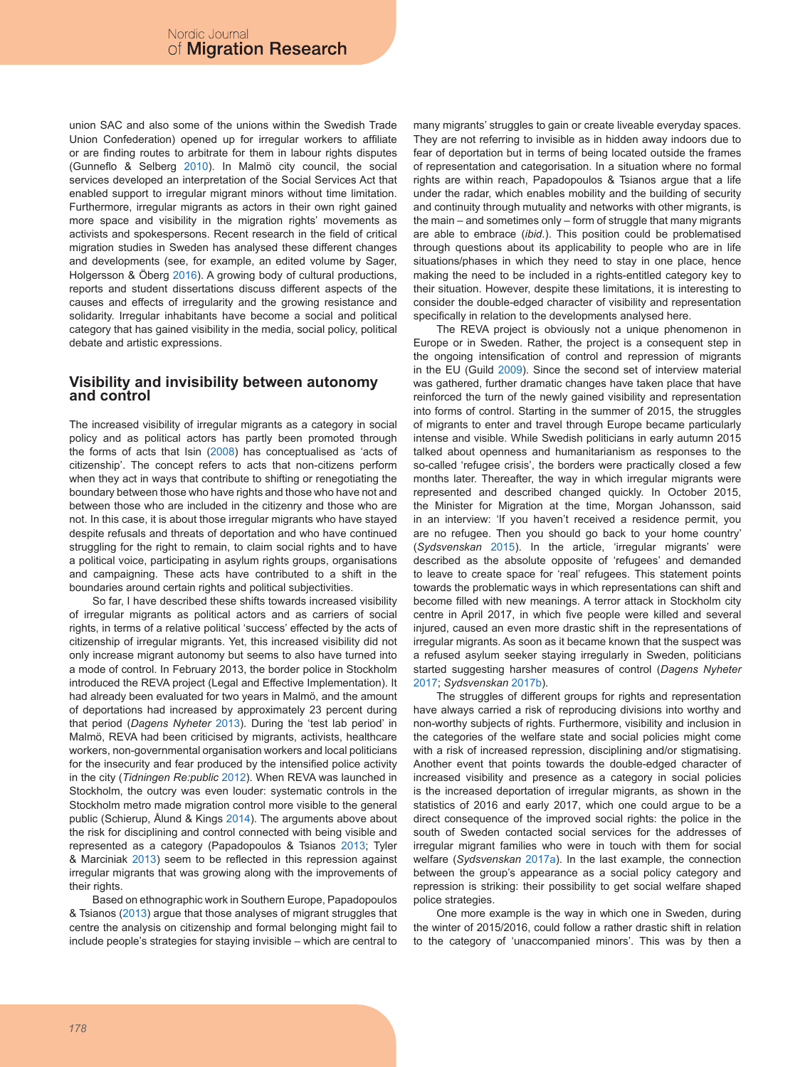union SAC and also some of the unions within the Swedish Trade Union Confederation) opened up for irregular workers to affiliate or are finding routes to arbitrate for them in labour rights disputes (Gunneflo & Selberg 2010). In Malmö city council, the social services developed an interpretation of the Social Services Act that enabled support to irregular migrant minors without time limitation. Furthermore, irregular migrants as actors in their own right gained more space and visibility in the migration rights' movements as activists and spokespersons. Recent research in the field of critical migration studies in Sweden has analysed these different changes and developments (see, for example, an edited volume by Sager, Holgersson & Öberg 2016). A growing body of cultural productions, reports and student dissertations discuss different aspects of the causes and effects of irregularity and the growing resistance and solidarity. Irregular inhabitants have become a social and political category that has gained visibility in the media, social policy, political debate and artistic expressions.

## Visibility and invisibility between autonomy and control

The increased visibility of irregular migrants as a category in social policy and as political actors has partly been promoted through the forms of acts that Isin (2008) has conceptualised as 'acts of citizenship'. The concept refers to acts that non-citizens perform when they act in ways that contribute to shifting or renegotiating the boundary between those who have rights and those who have not and between those who are included in the citizenry and those who are not. In this case, it is about those irregular migrants who have stayed despite refusals and threats of deportation and who have continued struggling for the right to remain, to claim social rights and to have a political voice, participating in asylum rights groups, organisations and campaigning. These acts have contributed to a shift in the boundaries around certain rights and political subjectivities.

So far, I have described these shifts towards increased visibility of irregular migrants as political actors and as carriers of social rights, in terms of a relative political 'success' effected by the acts of citizenship of irregular migrants. Yet, this increased visibility did not only increase migrant autonomy but seems to also have turned into a mode of control. In February 2013, the border police in Stockholm introduced the REVA project (Legal and Effective Implementation). It had already been evaluated for two years in Malmö, and the amount of deportations had increased by approximately 23 percent during that period (*Dagens Nyheter* 2013). During the 'test lab period' in Malmö, REVA had been criticised by migrants, activists, healthcare workers, non-governmental organisation workers and local politicians for the insecurity and fear produced by the intensified police activity in the city (*Tidningen Re:public* 2012). When REVA was launched in Stockholm, the outcry was even louder: systematic controls in the Stockholm metro made migration control more visible to the general public (Schierup, Ålund & Kings 2014). The arguments above about the risk for disciplining and control connected with being visible and represented as a category (Papadopoulos & Tsianos 2013; Tyler & Marciniak 2013) seem to be reflected in this repression against irregular migrants that was growing along with the improvements of their rights.

Based on ethnographic work in Southern Europe, Papadopoulos & Tsianos (2013) argue that those analyses of migrant struggles that centre the analysis on citizenship and formal belonging might fail to include people's strategies for staying invisible – which are central to many migrants' struggles to gain or create liveable everyday spaces. They are not referring to invisible as in hidden away indoors due to fear of deportation but in terms of being located outside the frames of representation and categorisation. In a situation where no formal rights are within reach, Papadopoulos & Tsianos argue that a life under the radar, which enables mobility and the building of security and continuity through mutuality and networks with other migrants, is the main – and sometimes only – form of struggle that many migrants are able to embrace (*ibid.*). This position could be problematised through questions about its applicability to people who are in life situations/phases in which they need to stay in one place, hence making the need to be included in a rights-entitled category key to their situation. However, despite these limitations, it is interesting to consider the double-edged character of visibility and representation specifically in relation to the developments analysed here.

The REVA project is obviously not a unique phenomenon in Europe or in Sweden. Rather, the project is a consequent step in the ongoing intensification of control and repression of migrants in the EU (Guild 2009). Since the second set of interview material was gathered, further dramatic changes have taken place that have reinforced the turn of the newly gained visibility and representation into forms of control. Starting in the summer of 2015, the struggles of migrants to enter and travel through Europe became particularly intense and visible. While Swedish politicians in early autumn 2015 talked about openness and humanitarianism as responses to the so-called 'refugee crisis', the borders were practically closed a few months later. Thereafter, the way in which irregular migrants were represented and described changed quickly. In October 2015, the Minister for Migration at the time, Morgan Johansson, said in an interview: 'If you haven't received a residence permit, you are no refugee. Then you should go back to your home country' (*Sydsvenskan* 2015). In the article, 'irregular migrants' were described as the absolute opposite of 'refugees' and demanded to leave to create space for 'real' refugees. This statement points towards the problematic ways in which representations can shift and become filled with new meanings. A terror attack in Stockholm city centre in April 2017, in which five people were killed and several injured, caused an even more drastic shift in the representations of irregular migrants. As soon as it became known that the suspect was a refused asylum seeker staying irregularly in Sweden, politicians started suggesting harsher measures of control (*Dagens Nyheter* 2017; *Sydsvenskan* 2017b).

The struggles of different groups for rights and representation have always carried a risk of reproducing divisions into worthy and non-worthy subjects of rights. Furthermore, visibility and inclusion in the categories of the welfare state and social policies might come with a risk of increased repression, disciplining and/or stigmatising. Another event that points towards the double-edged character of increased visibility and presence as a category in social policies is the increased deportation of irregular migrants, as shown in the statistics of 2016 and early 2017, which one could argue to be a direct consequence of the improved social rights: the police in the south of Sweden contacted social services for the addresses of irregular migrant families who were in touch with them for social welfare (*Sydsvenskan* 2017a). In the last example, the connection between the group's appearance as a social policy category and repression is striking: their possibility to get social welfare shaped police strategies.

One more example is the way in which one in Sweden, during the winter of 2015/2016, could follow a rather drastic shift in relation to the category of 'unaccompanied minors'. This was by then a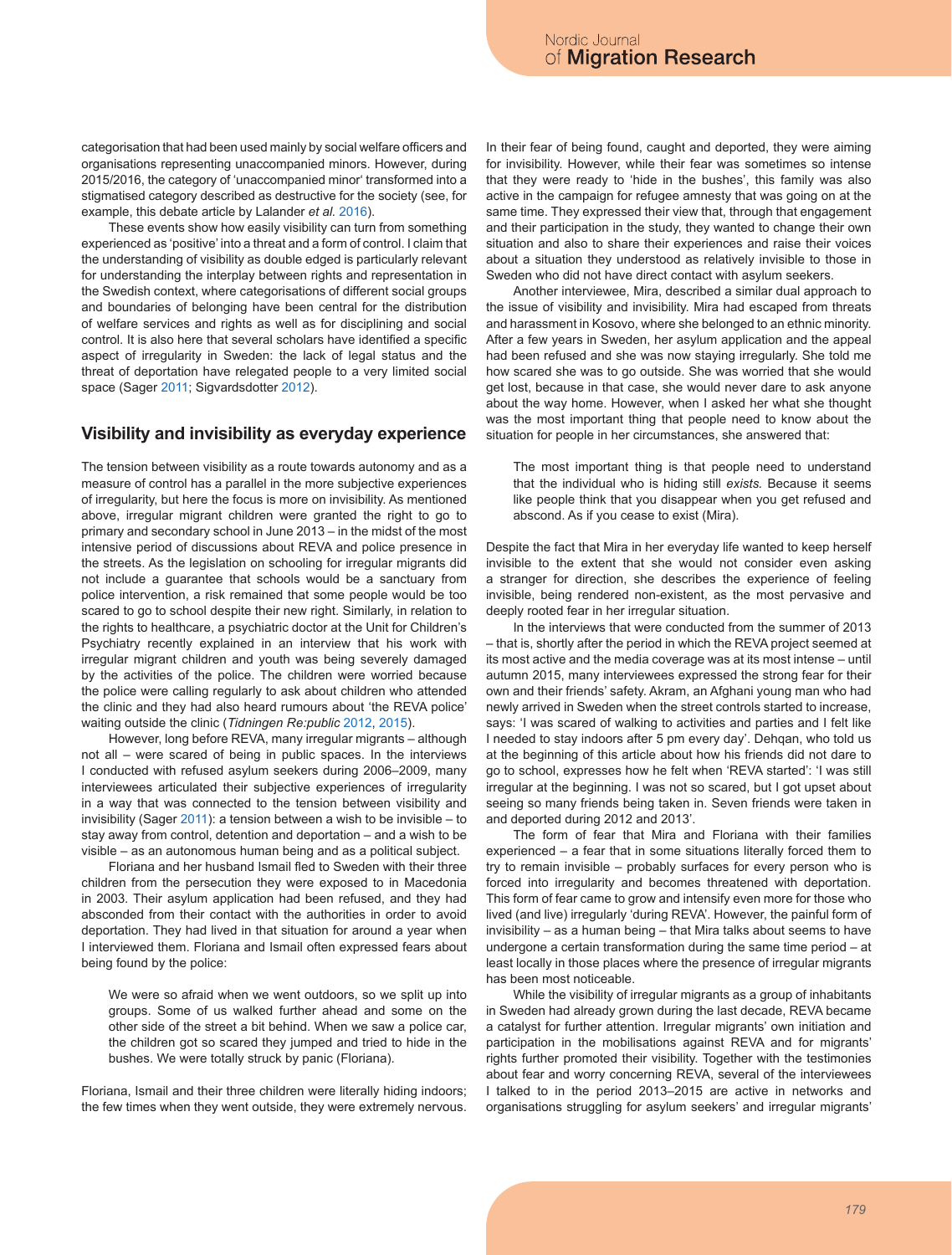categorisation that had been used mainly by social welfare officers and organisations representing unaccompanied minors. However, during 2015/2016, the category of 'unaccompanied minor' transformed into a stigmatised category described as destructive for the society (see, for example, this debate article by Lalander *et al.* 2016).

These events show how easily visibility can turn from something experienced as 'positive' into a threat and a form of control. I claim that the understanding of visibility as double edged is particularly relevant for understanding the interplay between rights and representation in the Swedish context, where categorisations of different social groups and boundaries of belonging have been central for the distribution of welfare services and rights as well as for disciplining and social control. It is also here that several scholars have identified a specific aspect of irregularity in Sweden: the lack of legal status and the threat of deportation have relegated people to a very limited social space (Sager 2011; Sigvardsdotter 2012).

## Visibility and invisibility as everyday experience

The tension between visibility as a route towards autonomy and as a measure of control has a parallel in the more subjective experiences of irregularity, but here the focus is more on invisibility. As mentioned above, irregular migrant children were granted the right to go to primary and secondary school in June 2013 – in the midst of the most intensive period of discussions about REVA and police presence in the streets. As the legislation on schooling for irregular migrants did not include a guarantee that schools would be a sanctuary from police intervention, a risk remained that some people would be too scared to go to school despite their new right. Similarly, in relation to the rights to healthcare, a psychiatric doctor at the Unit for Children's Psychiatry recently explained in an interview that his work with irregular migrant children and youth was being severely damaged by the activities of the police. The children were worried because the police were calling regularly to ask about children who attended the clinic and they had also heard rumours about 'the REVA police' waiting outside the clinic (*Tidningen Re:public* 2012, 2015).

However, long before REVA, many irregular migrants – although not all – were scared of being in public spaces. In the interviews I conducted with refused asylum seekers during 2006–2009, many interviewees articulated their subjective experiences of irregularity in a way that was connected to the tension between visibility and invisibility (Sager 2011): a tension between a wish to be invisible – to stay away from control, detention and deportation – and a wish to be visible – as an autonomous human being and as a political subject.

Floriana and her husband Ismail fled to Sweden with their three children from the persecution they were exposed to in Macedonia in 2003. Their asylum application had been refused, and they had absconded from their contact with the authorities in order to avoid deportation. They had lived in that situation for around a year when I interviewed them. Floriana and Ismail often expressed fears about being found by the police:

> We were so afraid when we went outdoors, so we split up into groups. Some of us walked further ahead and some on the other side of the street a bit behind. When we saw a police car, the children got so scared they jumped and tried to hide in the bushes. We were totally struck by panic (Floriana).

Floriana, Ismail and their three children were literally hiding indoors; the few times when they went outside, they were extremely nervous. In their fear of being found, caught and deported, they were aiming for invisibility. However, while their fear was sometimes so intense that they were ready to 'hide in the bushes', this family was also active in the campaign for refugee amnesty that was going on at the same time. They expressed their view that, through that engagement and their participation in the study, they wanted to change their own situation and also to share their experiences and raise their voices about a situation they understood as relatively invisible to those in Sweden who did not have direct contact with asylum seekers.

Another interviewee, Mira, described a similar dual approach to the issue of visibility and invisibility. Mira had escaped from threats and harassment in Kosovo, where she belonged to an ethnic minority. After a few years in Sweden, her asylum application and the appeal had been refused and she was now staying irregularly. She told me how scared she was to go outside. She was worried that she would get lost, because in that case, she would never dare to ask anyone about the way home. However, when I asked her what she thought was the most important thing that people need to know about the situation for people in her circumstances, she answered that:

> The most important thing is that people need to understand that the individual who is hiding still *exists.* Because it seems like people think that you disappear when you get refused and abscond. As if you cease to exist (Mira).

Despite the fact that Mira in her everyday life wanted to keep herself invisible to the extent that she would not consider even asking a stranger for direction, she describes the experience of feeling invisible, being rendered non-existent, as the most pervasive and deeply rooted fear in her irregular situation.

In the interviews that were conducted from the summer of 2013 – that is, shortly after the period in which the REVA project seemed at its most active and the media coverage was at its most intense – until autumn 2015, many interviewees expressed the strong fear for their own and their friends' safety. Akram, an Afghani young man who had newly arrived in Sweden when the street controls started to increase, says: 'I was scared of walking to activities and parties and I felt like I needed to stay indoors after 5 pm every day'. Dehqan, who told us at the beginning of this article about how his friends did not dare to go to school, expresses how he felt when 'REVA started': 'I was still irregular at the beginning. I was not so scared, but I got upset about seeing so many friends being taken in. Seven friends were taken in and deported during 2012 and 2013'.

The form of fear that Mira and Floriana with their families experienced – a fear that in some situations literally forced them to try to remain invisible – probably surfaces for every person who is forced into irregularity and becomes threatened with deportation. This form of fear came to grow and intensify even more for those who lived (and live) irregularly 'during REVA'. However, the painful form of invisibility – as a human being – that Mira talks about seems to have undergone a certain transformation during the same time period – at least locally in those places where the presence of irregular migrants has been most noticeable.

While the visibility of irregular migrants as a group of inhabitants in Sweden had already grown during the last decade, REVA became a catalyst for further attention. Irregular migrants' own initiation and participation in the mobilisations against REVA and for migrants' rights further promoted their visibility. Together with the testimonies about fear and worry concerning REVA, several of the interviewees I talked to in the period 2013–2015 are active in networks and organisations struggling for asylum seekers' and irregular migrants'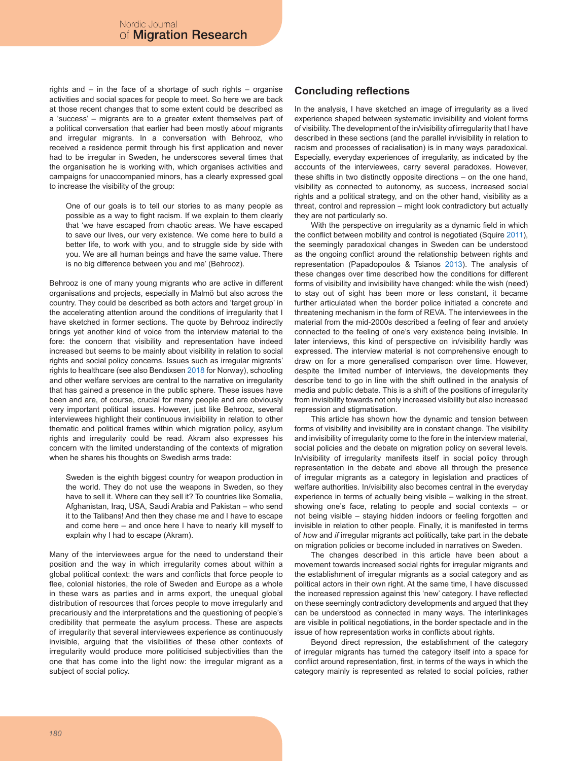rights and – in the face of a shortage of such rights – organise activities and social spaces for people to meet. So here we are back at those recent changes that to some extent could be described as a 'success' – migrants are to a greater extent themselves part of a political conversation that earlier had been mostly *about* migrants and irregular migrants. In a conversation with Behrooz, who received a residence permit through his first application and never had to be irregular in Sweden, he underscores several times that the organisation he is working with, which organises activities and campaigns for unaccompanied minors, has a clearly expressed goal to increase the visibility of the group:

> One of our goals is to tell our stories to as many people as possible as a way to fight racism. If we explain to them clearly that 'we have escaped from chaotic areas. We have escaped to save our lives, our very existence. We come here to build a better life, to work with you, and to struggle side by side with you. We are all human beings and have the same value. There is no big difference between you and me' (Behrooz).

Behrooz is one of many young migrants who are active in different organisations and projects, especially in Malmö but also across the country. They could be described as both actors and 'target group' in the accelerating attention around the conditions of irregularity that I have sketched in former sections. The quote by Behrooz indirectly brings yet another kind of voice from the interview material to the fore: the concern that visibility and representation have indeed increased but seems to be mainly about visibility in relation to social rights and social policy concerns. Issues such as irregular migrants' rights to healthcare (see also Bendixsen 2018 for Norway), schooling and other welfare services are central to the narrative on irregularity that has gained a presence in the public sphere. These issues have been and are, of course, crucial for many people and are obviously very important political issues. However, just like Behrooz, several interviewees highlight their continuous invisibility in relation to other thematic and political frames within which migration policy, asylum rights and irregularity could be read. Akram also expresses his concern with the limited understanding of the contexts of migration when he shares his thoughts on Swedish arms trade:

> Sweden is the eighth biggest country for weapon production in the world. They do not use the weapons in Sweden, so they have to sell it. Where can they sell it? To countries like Somalia, Afghanistan, Iraq, USA, Saudi Arabia and Pakistan – who send it to the Talibans! And then they chase me and I have to escape and come here – and once here I have to nearly kill myself to explain why I had to escape (Akram).

Many of the interviewees argue for the need to understand their position and the way in which irregularity comes about within a global political context: the wars and conflicts that force people to flee, colonial histories, the role of Sweden and Europe as a whole in these wars as parties and in arms export, the unequal global distribution of resources that forces people to move irregularly and precariously and the interpretations and the questioning of people's credibility that permeate the asylum process. These are aspects of irregularity that several interviewees experience as continuously invisible, arguing that the visibilities of these other contexts of irregularity would produce more politicised subjectivities than the one that has come into the light now: the irregular migrant as a subject of social policy.

## Concluding reflections

In the analysis, I have sketched an image of irregularity as a lived experience shaped between systematic invisibility and violent forms of visibility. The development of the in/visibility of irregularity that I have described in these sections (and the parallel in/visibility in relation to racism and processes of racialisation) is in many ways paradoxical. Especially, everyday experiences of irregularity, as indicated by the accounts of the interviewees, carry several paradoxes. However, these shifts in two distinctly opposite directions – on the one hand, visibility as connected to autonomy, as success, increased social rights and a political strategy, and on the other hand, visibility as a threat, control and repression – might look contradictory but actually they are not particularly so.

With the perspective on irregularity as a dynamic field in which the conflict between mobility and control is negotiated (Squire 2011), the seemingly paradoxical changes in Sweden can be understood as the ongoing conflict around the relationship between rights and representation (Papadopoulos & Tsianos 2013). The analysis of these changes over time described how the conditions for different forms of visibility and invisibility have changed: while the wish (need) to stay out of sight has been more or less constant, it became further articulated when the border police initiated a concrete and threatening mechanism in the form of REVA. The interviewees in the material from the mid-2000s described a feeling of fear and anxiety connected to the feeling of one's very existence being invisible. In later interviews, this kind of perspective on in/visibility hardly was expressed. The interview material is not comprehensive enough to draw on for a more generalised comparison over time. However, despite the limited number of interviews, the developments they describe tend to go in line with the shift outlined in the analysis of media and public debate. This is a shift of the positions of irregularity from invisibility towards not only increased visibility but also increased repression and stigmatisation.

This article has shown how the dynamic and tension between forms of visibility and invisibility are in constant change. The visibility and invisibility of irregularity come to the fore in the interview material, social policies and the debate on migration policy on several levels. In/visibility of irregularity manifests itself in social policy through representation in the debate and above all through the presence of irregular migrants as a category in legislation and practices of welfare authorities. In/visibility also becomes central in the everyday experience in terms of actually being visible – walking in the street, showing one's face, relating to people and social contexts – or not being visible – staying hidden indoors or feeling forgotten and invisible in relation to other people. Finally, it is manifested in terms of *how* and *if* irregular migrants act politically, take part in the debate on migration policies or become included in narratives on Sweden.

The changes described in this article have been about a movement towards increased social rights for irregular migrants and the establishment of irregular migrants as a social category and as political actors in their own right. At the same time, I have discussed the increased repression against this 'new' category. I have reflected on these seemingly contradictory developments and argued that they can be understood as connected in many ways. The interlinkages are visible in political negotiations, in the border spectacle and in the issue of how representation works in conflicts about rights.

Beyond direct repression, the establishment of the category of irregular migrants has turned the category itself into a space for conflict around representation, first, in terms of the ways in which the category mainly is represented as related to social policies, rather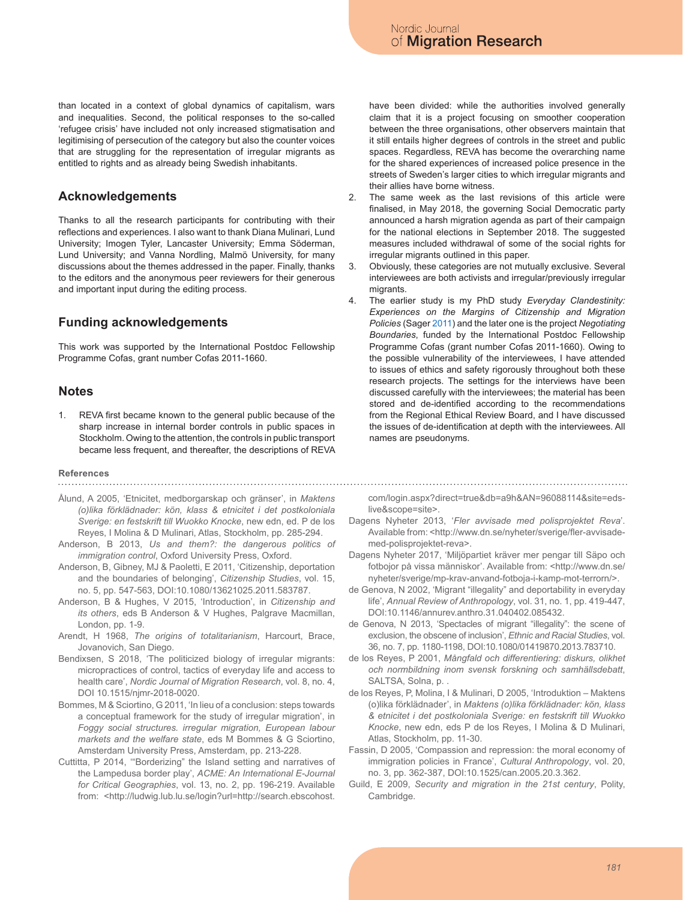than located in a context of global dynamics of capitalism, wars and inequalities. Second, the political responses to the so-called 'refugee crisis' have included not only increased stigmatisation and legitimising of persecution of the category but also the counter voices that are struggling for the representation of irregular migrants as entitled to rights and as already being Swedish inhabitants.

## Acknowledgements

Thanks to all the research participants for contributing with their reflections and experiences. I also want to thank Diana Mulinari, Lund University; Imogen Tyler, Lancaster University; Emma Söderman, Lund University; and Vanna Nordling, Malmö University, for many discussions about the themes addressed in the paper. Finally, thanks to the editors and the anonymous peer reviewers for their generous and important input during the editing process.

## Funding acknowledgements

This work was supported by the International Postdoc Fellowship Programme Cofas, grant number Cofas 2011-1660.

## Notes

1. REVA first became known to the general public because of the sharp increase in internal border controls in public spaces in Stockholm. Owing to the attention, the controls in public transport became less frequent, and thereafter, the descriptions of REVA have been divided: while the authorities involved generally claim that it is a project focusing on smoother cooperation between the three organisations, other observers maintain that it still entails higher degrees of controls in the street and public spaces. Regardless, REVA has become the overarching name for the shared experiences of increased police presence in the streets of Sweden's larger cities to which irregular migrants and their allies have borne witness.
2. The same week as the last revisions of this article were finalised, in May 2018, the governing Social Democratic party announced a harsh migration agenda as part of their campaign for the national elections in September 2018. The suggested measures included withdrawal of some of the social rights for irregular migrants outlined in this paper.
3. Obviously, these categories are not mutually exclusive. Several interviewees are both activists and irregular/previously irregular migrants.
4. The earlier study is my PhD study *Everyday Clandestinity: Experiences on the Margins of Citizenship and Migration Policies* (Sager 2011) and the later one is the project *Negotiating Boundaries*, funded by the International Postdoc Fellowship Programme Cofas (grant number Cofas 2011-1660). Owing to the possible vulnerability of the interviewees, I have attended to issues of ethics and safety rigorously throughout both these research projects. The settings for the interviews have been discussed carefully with the interviewees; the material has been stored and de-identified according to the recommendations from the Regional Ethical Review Board, and I have discussed the issues of de-identification at depth with the interviewees. All names are pseudonyms.

## References

Ålund, A 2005, 'Etnicitet, medborgarskap och gränser', in *Maktens (o)lika förklädnader: kön, klass & etnicitet i det postkoloniala Sverige: en festskrift till Wuokko Knocke*, new edn, ed. P de los Reyes, I Molina & D Mulinari, Atlas, Stockholm, pp. 285-294.

Anderson, B 2013, *Us and them?: the dangerous politics of immigration control*, Oxford University Press, Oxford.

Anderson, B, Gibney, MJ & Paoletti, E 2011, 'Citizenship, deportation and the boundaries of belonging', *Citizenship Studies*, vol. 15, no. 5, pp. 547-563, DOI:10.1080/13621025.2011.583787.

Anderson, B & Hughes, V 2015, 'Introduction', in *Citizenship and its others*, eds B Anderson & V Hughes, Palgrave Macmillan, London, pp. 1-9.

Arendt, H 1968, *The origins of totalitarianism*, Harcourt, Brace, Jovanovich, San Diego.

Bendixsen, S 2018, 'The politicized biology of irregular migrants: micropractices of control, tactics of everyday life and access to health care', *Nordic Journal of Migration Research*, vol. 8, no. 4, DOI 10.1515/njmr-2018-0020.

Bommes, M & Sciortino, G 2011, 'In lieu of a conclusion: steps towards a conceptual framework for the study of irregular migration', in *Foggy social structures. irregular migration, European labour markets and the welfare state*, eds M Bommes & G Sciortino, Amsterdam University Press, Amsterdam, pp. 213-228.

Cuttitta, P 2014, '"Borderizing" the Island setting and narratives of the Lampedusa border play', *ACME: An International E-Journal for Critical Geographies*, vol. 13, no. 2, pp. 196-219. Available from: <http://ludwig.lub.lu.se/login?url=http://search.ebscohost.com/login.aspx?direct=true&db=a9h&AN=96088114&site=eds-live&scope=site>.

Dagens Nyheter 2013, '*Fler avvisade med polisprojektet Reva*'. Available from: <http://www.dn.se/nyheter/sverige/fler-avvisade-med-polisprojektet-reva>.

Dagens Nyheter 2017, 'Miljöpartiet kräver mer pengar till Säpo och fotbojor på vissa människor'. Available from: <http://www.dn.se/nyheter/sverige/mp-krav-anvand-fotboja-i-kamp-mot-terrorn/>.

de Genova, N 2002, 'Migrant "illegality" and deportability in everyday life', *Annual Review of Anthropology*, vol. 31, no. 1, pp. 419-447, DOI:10.1146/annurev.anthro.31.040402.085432.

de Genova, N 2013, 'Spectacles of migrant "illegality": the scene of exclusion, the obscene of inclusion', *Ethnic and Racial Studies*, vol. 36, no. 7, pp. 1180-1198, DOI:10.1080/01419870.2013.783710.

de los Reyes, P 2001, *Mångfald och differentiering: diskurs, olikhet och normbildning inom svensk forskning och samhällsdebatt*, SALTSA, Solna, p. .

de los Reyes, P, Molina, I & Mulinari, D 2005, 'Introduktion – Maktens (o)lika förklädnader', in *Maktens (o)lika förklädnader: kön, klass & etnicitet i det postkoloniala Sverige: en festskrift till Wuokko Knocke*, new edn, eds P de los Reyes, I Molina & D Mulinari, Atlas, Stockholm, pp. 11-30.

Fassin, D 2005, 'Compassion and repression: the moral economy of immigration policies in France', *Cultural Anthropology*, vol. 20, no. 3, pp. 362-387, DOI:10.1525/can.2005.20.3.362.

Guild, E 2009, *Security and migration in the 21st century*, Polity, Cambridge.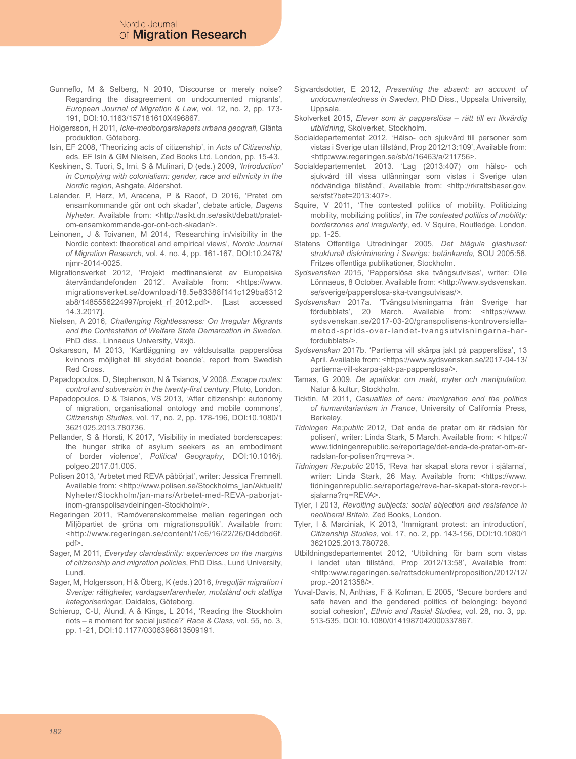Gunneflo, M & Selberg, N 2010, 'Discourse or merely noise? Regarding the disagreement on undocumented migrants', *European Journal of Migration & Law*, vol. 12, no. 2, pp. 173-191, DOI:10.1163/157181610X496867.

Holgersson, H 2011, *Icke-medborgarskapets urbana geografi*, Glänta produktion, Göteborg.

Isin, EF 2008, 'Theorizing acts of citizenship', in *Acts of Citizenship*, eds. EF Isin & GM Nielsen, Zed Books Ltd, London, pp. 15-43.

Keskinen, S, Tuori, S, Irni, S & Mulinari, D (eds.) 2009, *'Introduction' in Complying with colonialism: gender, race and ethnicity in the Nordic region*, Ashgate, Aldershot.

Lalander, P, Herz, M, Aracena, P & Raoof, D 2016, 'Pratet om ensamkommande gör ont och skadar', debate article, *Dagens Nyheter*. Available from: <http://asikt.dn.se/asikt/debatt/pratet-om-ensamkommande-gor-ont-och-skadar/>.

Leinonen, J & Toivanen, M 2014, 'Researching in/visibility in the Nordic context: theoretical and empirical views', *Nordic Journal of Migration Research*, vol. 4, no. 4, pp. 161-167, DOI:10.2478/njmr-2014-0025.

Migrationsverket 2012, 'Projekt medfinansierat av Europeiska återvändandefonden 2012'. Available from: <https://www.migrationsverket.se/download/18.5e83388f141c129ba6312ab8/1485556224997/projekt_rf_2012.pdf>. [Last accessed 14.3.2017].

Nielsen, A 2016, *Challenging Rightlessness: On Irregular Migrants and the Contestation of Welfare State Demarcation in Sweden.* PhD diss., Linnaeus University, Växjö.

Oskarsson, M 2013, 'Kartläggning av våldsutsatta papperslösa kvinnors möjlighet till skyddat boende', report from Swedish Red Cross.

Papadopoulos, D, Stephenson, N & Tsianos, V 2008, *Escape routes: control and subversion in the twenty-first century*, Pluto, London.

Papadopoulos, D & Tsianos, VS 2013, 'After citizenship: autonomy of migration, organisational ontology and mobile commons', *Citizenship Studies*, vol. 17, no. 2, pp. 178-196, DOI:10.1080/13621025.2013.780736.

Pellander, S & Horsti, K 2017, 'Visibility in mediated borderscapes: the hunger strike of asylum seekers as an embodiment of border violence', *Political Geography*, DOI:10.1016/j.polgeo.2017.01.005.

Polisen 2013, 'Arbetet med REVA påbörjat', writer: Jessica Fremnell. Available from: <http://www.polisen.se/Stockholms_lan/Aktuellt/Nyheter/Stockholm/jan-mars/Arbetet-med-REVA-paborjat-inom-granspolisavdelningen-Stockholm/>.

Regeringen 2011, 'Ramöverenskommelse mellan regeringen och Miljöpartiet de gröna om migrationspolitik'. Available from: <http://www.regeringen.se/content/1/c6/16/22/26/04ddbd6f.pdf>.

Sager, M 2011, *Everyday clandestinity: experiences on the margins of citizenship and migration policies*, PhD Diss., Lund University, Lund.

Sager, M, Holgersson, H & Öberg, K (eds.) 2016, *Irreguljär migration i Sverige: rättigheter, vardagserfarenheter, motstånd och statliga kategoriseringar*, Daidalos, Göteborg.

Schierup, C-U, Ålund, A & Kings, L 2014, 'Reading the Stockholm riots – a moment for social justice?' *Race & Class*, vol. 55, no. 3, pp. 1-21, DOI:10.1177/0306396813509191.

Sigvardsdotter, E 2012, *Presenting the absent: an account of undocumentedness in Sweden*, PhD Diss., Uppsala University, Uppsala.

Skolverket 2015, *Elever som är papperslösa – rätt till en likvärdig utbildning*, Skolverket, Stockholm.

Socialdepartementet 2012, 'Hälso- och sjukvård till personer som vistas i Sverige utan tillstånd, Prop 2012/13:109', Available from: <http:www.regeringen.se/sb/d/16463/a/211756>.

Socialdepartementet, 2013. 'Lag (2013:407) om hälso- och sjukvård till vissa utlänningar som vistas i Sverige utan nödvändiga tillstånd', Available from: <http://rkrattsbaser.gov.se/sfst?bet=2013:407>.

Squire, V 2011, 'The contested politics of mobility. Politicizing mobility, mobilizing politics', in *The contested politics of mobility: borderzones and irregularity*, ed. V Squire, Routledge, London, pp. 1-25.

Statens Offentliga Utredningar 2005, *Det blågula glashuset: strukturell diskriminering i Sverige: betänkande,* SOU 2005:56, Fritzes offentliga publikationer, Stockholm.

*Sydsvenskan* 2015, 'Papperslösa ska tvångsutvisas', writer: Olle Lönnaeus, 8 October. Available from: <http://www.sydsvenskan.se/sverige/papperslosa-ska-tvangsutvisas/>.

*Sydsvenskan* 2017a. 'Tvångsutvisningarna från Sverige har fördubblats', 20 March. Available from: <https://www.sydsvenskan.se/2017-03-20/granspolisens-kontroversiella-metod-sprids-over-landet-tvangsutvisningarna-har-fordubblats/>.

*Sydsvenskan* 2017b. 'Partierna vill skärpa jakt på papperslösa', 13 April. Available from: <https://www.sydsvenskan.se/2017-04-13/partierna-vill-skarpa-jakt-pa-papperslosa/>.

Tamas, G 2009, *De apatiska: om makt, myter och manipulation*, Natur & kultur, Stockholm.

Ticktin, M 2011, *Casualties of care: immigration and the politics of humanitarianism in France*, University of California Press, Berkeley.

*Tidningen Re:public* 2012, 'Det enda de pratar om är rädslan för polisen', writer: Linda Stark, 5 March. Available from: < https://www.tidningenrepublic.se/reportage/det-enda-de-pratar-om-ar-radslan-for-polisen?rq=reva >.

*Tidningen Re:public* 2015, 'Reva har skapat stora revor i själarna', writer: Linda Stark, 26 May. Available from: <https://www.tidningenrepublic.se/reportage/reva-har-skapat-stora-revor-i-sjalarna?rq=REVA>.

Tyler, I 2013, *Revolting subjects: social abjection and resistance in neoliberal Britain*, Zed Books, London.

Tyler, I & Marciniak, K 2013, 'Immigrant protest: an introduction', *Citizenship Studies*, vol. 17, no. 2, pp. 143-156, DOI:10.1080/13621025.2013.780728.

Utbildningsdepartementet 2012, 'Utbildning för barn som vistas i landet utan tillstånd, Prop 2012/13:58', Available from: <http:www.regeringen.se/rattsdokument/proposition/2012/12/prop.-20121358/>.

Yuval-Davis, N, Anthias, F & Kofman, E 2005, 'Secure borders and safe haven and the gendered politics of belonging: beyond social cohesion', *Ethnic and Racial Studies*, vol. 28, no. 3, pp. 513-535, DOI:10.1080/0141987042000337867.